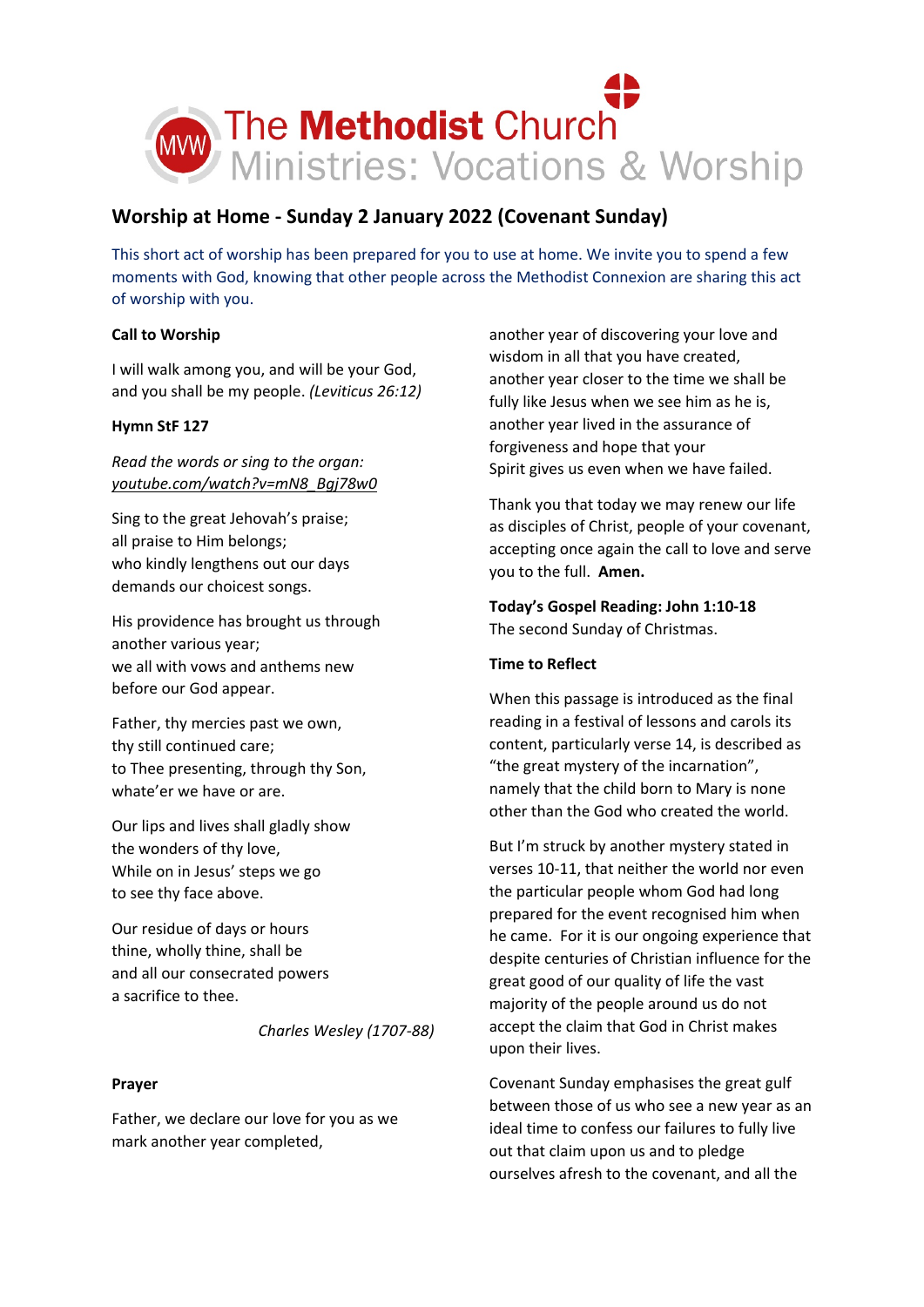The Methodist Church
Ministries: Vocations & Worship

# Worship at Home - Sunday 2 January 2022 (Covenant Sunday)

This short act of worship has been prepared for you to use at home. We invite you to spend a few moments with God, knowing that other people across the Methodist Connexion are sharing this act of worship with you.

**Call to Worship**

I will walk among you, and will be your God,
and you shall be my people. *(Leviticus 26:12)*

**Hymn StF 127**

*Read the words or sing to the organ:*
*youtube.com/watch?v=mN8_Bgj78w0*

Sing to the great Jehovah's praise;
all praise to Him belongs;
who kindly lengthens out our days
demands our choicest songs.

His providence has brought us through
another various year;
we all with vows and anthems new
before our God appear.

Father, thy mercies past we own,
thy still continued care;
to Thee presenting, through thy Son,
whate'er we have or are.

Our lips and lives shall gladly show
the wonders of thy love,
While on in Jesus' steps we go
to see thy face above.

Our residue of days or hours
thine, wholly thine, shall be
and all our consecrated powers
a sacrifice to thee.

*Charles Wesley (1707-88)*

**Prayer**

Father, we declare our love for you as we mark another year completed,
another year of discovering your love and wisdom in all that you have created,
another year closer to the time we shall be fully like Jesus when we see him as he is,
another year lived in the assurance of forgiveness and hope that your
Spirit gives us even when we have failed.

Thank you that today we may renew our life as disciples of Christ, people of your covenant, accepting once again the call to love and serve you to the full. **Amen.**

**Today's Gospel Reading: John 1:10-18**
The second Sunday of Christmas.

**Time to Reflect**

When this passage is introduced as the final reading in a festival of lessons and carols its content, particularly verse 14, is described as "the great mystery of the incarnation", namely that the child born to Mary is none other than the God who created the world.

But I'm struck by another mystery stated in verses 10-11, that neither the world nor even the particular people whom God had long prepared for the event recognised him when he came. For it is our ongoing experience that despite centuries of Christian influence for the great good of our quality of life the vast majority of the people around us do not accept the claim that God in Christ makes upon their lives.

Covenant Sunday emphasises the great gulf between those of us who see a new year as an ideal time to confess our failures to fully live out that claim upon us and to pledge ourselves afresh to the covenant, and all the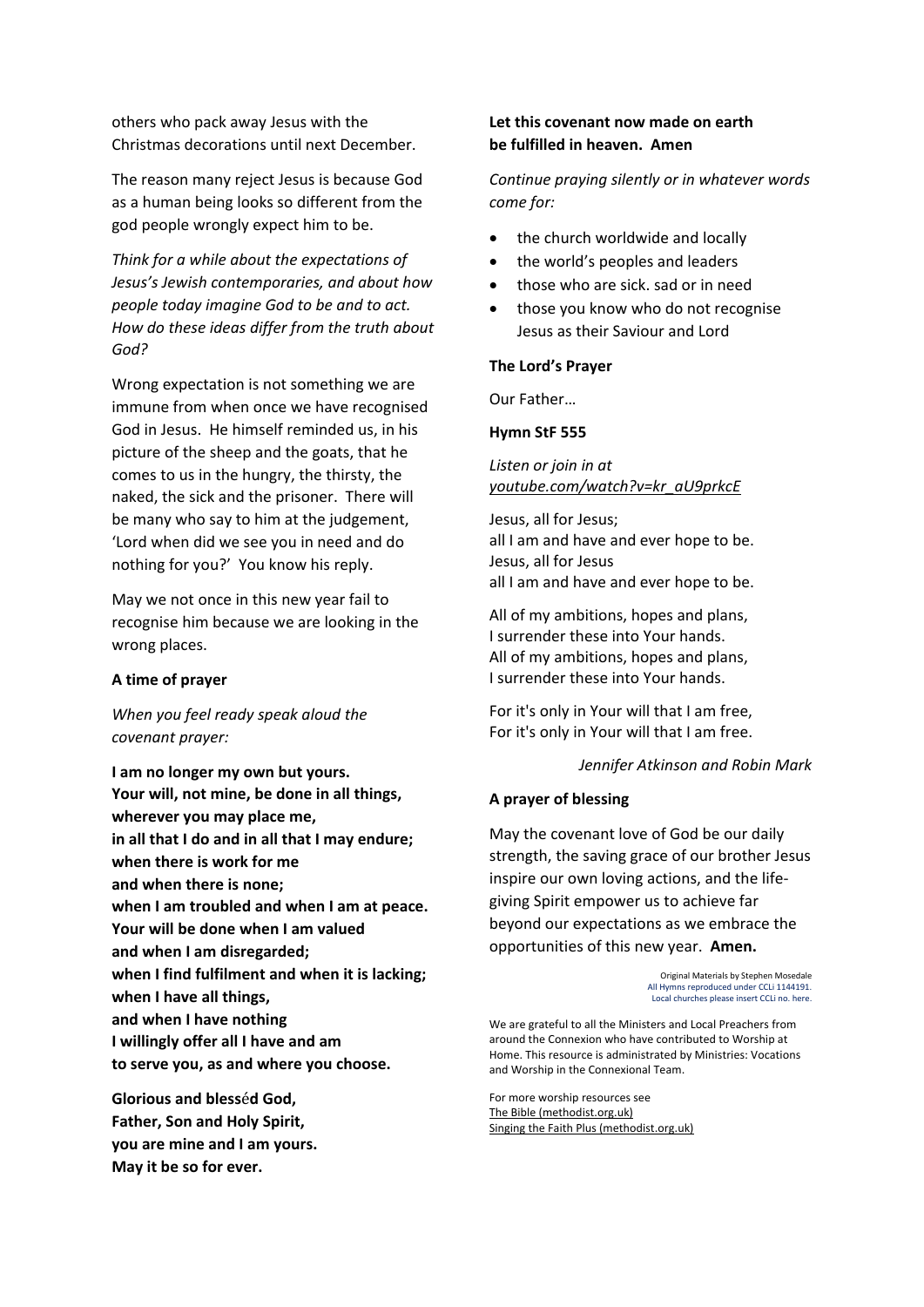others who pack away Jesus with the Christmas decorations until next December.

The reason many reject Jesus is because God as a human being looks so different from the god people wrongly expect him to be.

*Think for a while about the expectations of Jesus's Jewish contemporaries, and about how people today imagine God to be and to act. How do these ideas differ from the truth about God?*

Wrong expectation is not something we are immune from when once we have recognised God in Jesus. He himself reminded us, in his picture of the sheep and the goats, that he comes to us in the hungry, the thirsty, the naked, the sick and the prisoner. There will be many who say to him at the judgement, 'Lord when did we see you in need and do nothing for you?' You know his reply.

May we not once in this new year fail to recognise him because we are looking in the wrong places.

**A time of prayer**

*When you feel ready speak aloud the covenant prayer:*

**I am no longer my own but yours.**
**Your will, not mine, be done in all things,**
**wherever you may place me,**
**in all that I do and in all that I may endure;**
**when there is work for me**
**and when there is none;**
**when I am troubled and when I am at peace.**
**Your will be done when I am valued**
**and when I am disregarded;**
**when I find fulfilment and when it is lacking;**
**when I have all things,**
**and when I have nothing**
**I willingly offer all I have and am**
**to serve you, as and where you choose.**

**Glorious and blessέd God,**
**Father, Son and Holy Spirit,**
**you are mine and I am yours.**
**May it be so for ever.**

**Let this covenant now made on earth**
**be fulfilled in heaven. Amen**

*Continue praying silently or in whatever words come for:*

- the church worldwide and locally
- the world's peoples and leaders
- those who are sick. sad or in need
- those you know who do not recognise Jesus as their Saviour and Lord

**The Lord's Prayer**

Our Father…

**Hymn StF 555**

*Listen or join in at youtube.com/watch?v=kr_aU9prkcE*

Jesus, all for Jesus;
all I am and have and ever hope to be.
Jesus, all for Jesus
all I am and have and ever hope to be.

All of my ambitions, hopes and plans,
I surrender these into Your hands.
All of my ambitions, hopes and plans,
I surrender these into Your hands.

For it's only in Your will that I am free,
For it's only in Your will that I am free.

*Jennifer Atkinson and Robin Mark*

**A prayer of blessing**

May the covenant love of God be our daily strength, the saving grace of our brother Jesus inspire our own loving actions, and the life-giving Spirit empower us to achieve far beyond our expectations as we embrace the opportunities of this new year. **Amen.**

Original Materials by Stephen Mosedale
All Hymns reproduced under CCLi 1144191.
Local churches please insert CCLi no. here.

We are grateful to all the Ministers and Local Preachers from around the Connexion who have contributed to Worship at Home. This resource is administrated by Ministries: Vocations and Worship in the Connexional Team.

For more worship resources see
The Bible (methodist.org.uk)
Singing the Faith Plus (methodist.org.uk)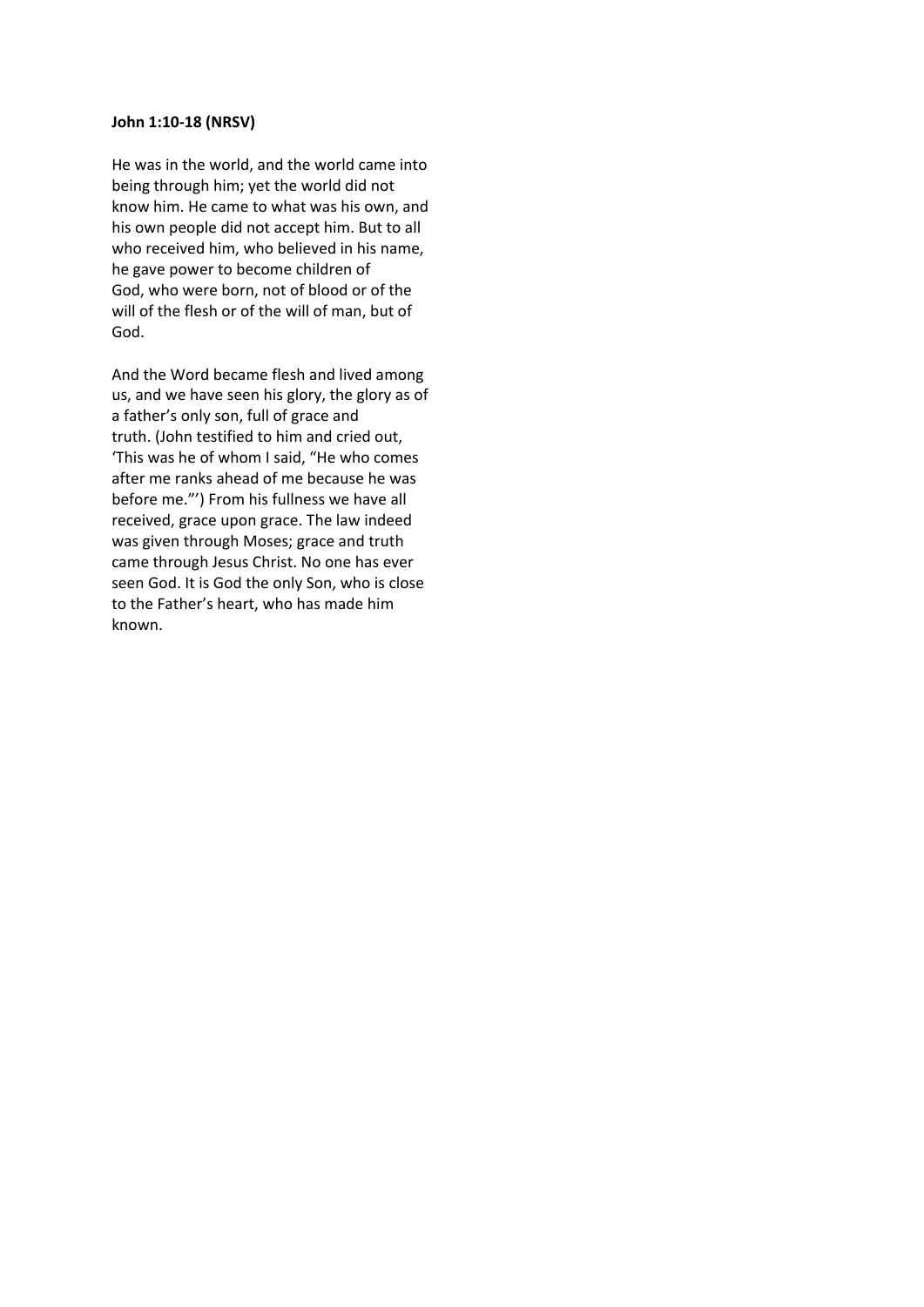**John 1:10-18 (NRSV)**

He was in the world, and the world came into being through him; yet the world did not know him. He came to what was his own, and his own people did not accept him. But to all who received him, who believed in his name, he gave power to become children of God, who were born, not of blood or of the will of the flesh or of the will of man, but of God.

And the Word became flesh and lived among us, and we have seen his glory, the glory as of a father's only son, full of grace and truth. (John testified to him and cried out, 'This was he of whom I said, "He who comes after me ranks ahead of me because he was before me."') From his fullness we have all received, grace upon grace. The law indeed was given through Moses; grace and truth came through Jesus Christ. No one has ever seen God. It is God the only Son, who is close to the Father's heart, who has made him known.